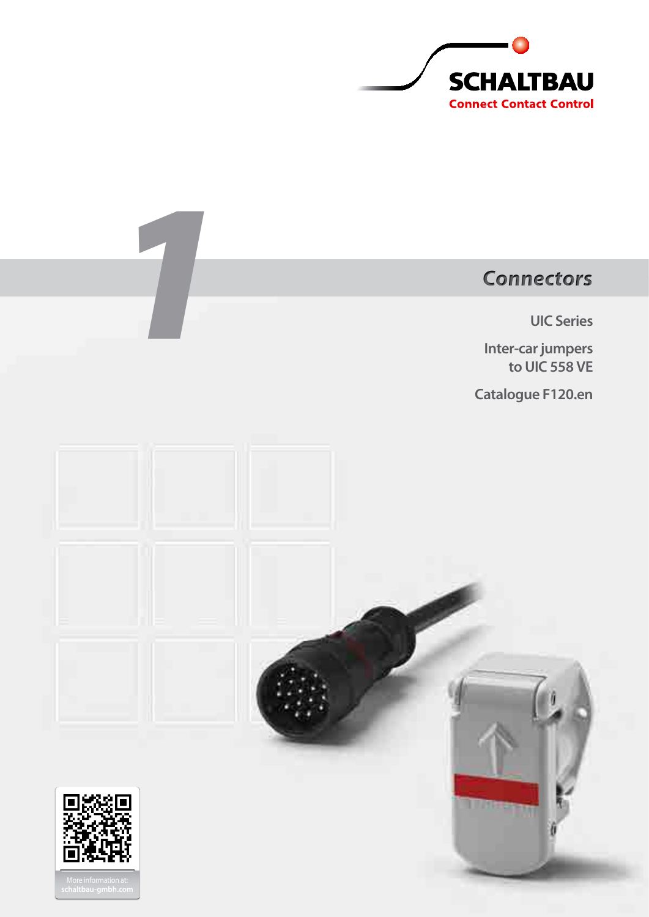SCHALTBAU

Connect Contact Control

1

# Connectors

UIC Series

Inter-car jumpers to UIC 558 VE

Catalogue F120.en

More information at: schaltbau-gmbh.com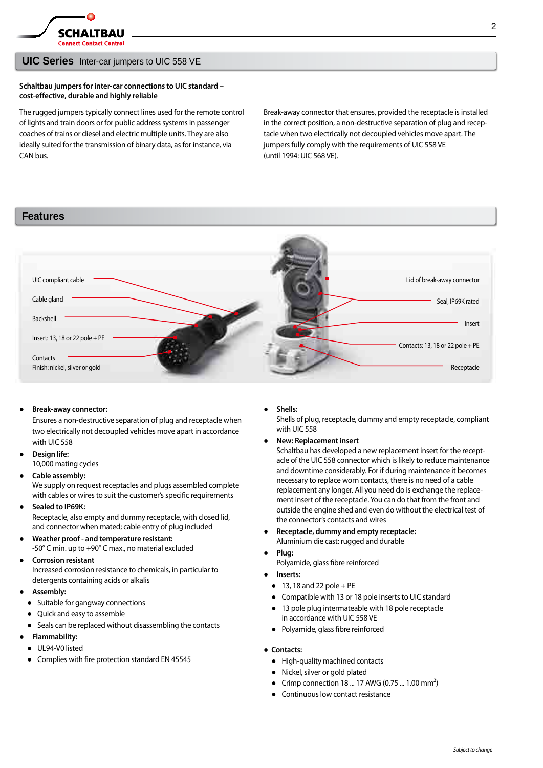## UIC Series Inter-car jumpers to UIC 558 VE

**Schaltbau jumpers for inter-car connections to UIC standard – cost-effective, durable and highly reliable**

The rugged jumpers typically connect lines used for the remote control of lights and train doors or for public address systems in passenger coaches of trains or diesel and electric multiple units. They are also ideally suited for the transmission of binary data, as for instance, via CAN bus.

Break-away connector that ensures, provided the receptacle is installed in the correct position, a non-destructive separation of plug and receptacle when two electrically not decoupled vehicles move apart. The jumpers fully comply with the requirements of UIC 558 VE (until 1994: UIC 568 VE).

## Features

UIC compliant cable

Cable gland

Backshell

Insert: 13, 18 or 22 pole + PE

Contacts
Finish: nickel, silver or gold

Lid of break-away connector

Seal, IP69K rated

Insert

Contacts: 13, 18 or 22 pole + PE

Receptacle

- **Break-away connector:**
  Ensures a non-destructive separation of plug and receptacle when two electrically not decoupled vehicles move apart in accordance with UIC 558
- **Design life:**
  10,000 mating cycles
- **Cable assembly:**
  We supply on request receptacles and plugs assembled complete with cables or wires to suit the customer's specific requirements
- **Sealed to IP69K:**
  Receptacle, also empty and dummy receptacle, with closed lid, and connector when mated; cable entry of plug included
- **Weather proof - and temperature resistant:**
  -50° C min. up to +90° C max., no material excluded
- **Corrosion resistant**
  Increased corrosion resistance to chemicals, in particular to detergents containing acids or alkalis
- **Assembly:**
  - Suitable for gangway connections
  - Quick and easy to assemble
  - Seals can be replaced without disassembling the contacts
- **Flammability:**
  - UL94-V0 listed
  - Complies with fire protection standard EN 45545
- **Shells:**
  Shells of plug, receptacle, dummy and empty receptacle, compliant with UIC 558
- **New: Replacement insert**
  Schaltbau has developed a new replacement insert for the receptacle of the UIC 558 connector which is likely to reduce maintenance and downtime considerably. For if during maintenance it becomes necessary to replace worn contacts, there is no need of a cable replacement any longer. All you need do is exchange the replacement insert of the receptacle. You can do that from the front and outside the engine shed and even do without the electrical test of the connector's contacts and wires
- **Receptacle, dummy and empty receptacle:**
  Aluminium die cast: rugged and durable
- **Plug:**
  Polyamide, glass fibre reinforced
- **Inserts:**
  - 13, 18 and 22 pole + PE
  - Compatible with 13 or 18 pole inserts to UIC standard
  - 13 pole plug intermateable with 18 pole receptacle in accordance with UIC 558 VE
  - Polyamide, glass fibre reinforced
- **Contacts:**
  - High-quality machined contacts
  - Nickel, silver or gold plated
  - Crimp connection 18 ... 17 AWG (0.75 ... 1.00 mm$^2$)
  - Continuous low contact resistance

*Subject to change*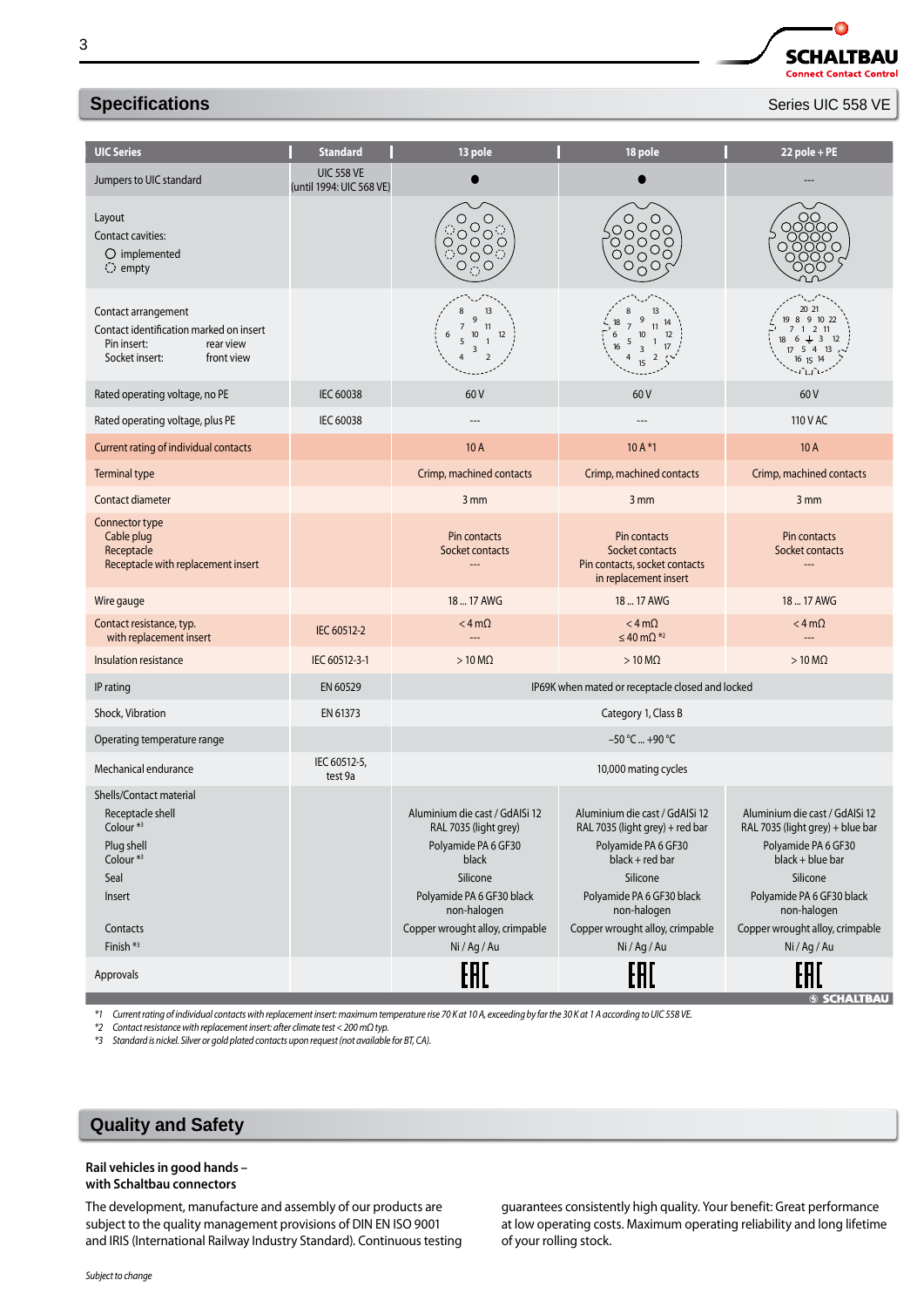## Specifications

Series UIC 558 VE

| UIC Series | Standard | 13 pole | 18 pole | 22 pole + PE |
|---|---|---|---|---|
| Jumpers to UIC standard | UIC 558 VE (until 1994: UIC 568 VE) | ● | ● | --- |
| Layout<br>Contact cavities:<br>○ implemented<br>◌ empty | | | | |
| Contact arrangement<br>Contact identification marked on insert<br>Pin insert: rear view<br>Socket insert: front view | | | | |
| Rated operating voltage, no PE | IEC 60038 | 60 V | 60 V | 60 V |
| Rated operating voltage, plus PE | IEC 60038 | --- | --- | 110 V AC |
| Current rating of individual contacts | | 10 A | 10 A *1 | 10 A |
| Terminal type | | Crimp, machined contacts | Crimp, machined contacts | Crimp, machined contacts |
| Contact diameter | | 3 mm | 3 mm | 3 mm |
| Connector type<br>Cable plug<br>Receptacle<br>Receptacle with replacement insert | | Pin contacts<br>Socket contacts<br>--- | Pin contacts<br>Socket contacts<br>Pin contacts, socket contacts in replacement insert | Pin contacts<br>Socket contacts<br>--- |
| Wire gauge | | 18 ... 17 AWG | 18 ... 17 AWG | 18 ... 17 AWG |
| Contact resistance, typ.<br>with replacement insert | IEC 60512-2 | < 4 mΩ<br>--- | < 4 mΩ<br>≤ 40 mΩ *2 | < 4 mΩ<br>--- |
| Insulation resistance | IEC 60512-3-1 | > 10 MΩ | > 10 MΩ | > 10 MΩ |
| IP rating | EN 60529 | IP69K when mated or receptacle closed and locked | | |
| Shock, Vibration | EN 61373 | Category 1, Class B | | |
| Operating temperature range | | −50 °C ... +90 °C | | |
| Mechanical endurance | IEC 60512-5, test 9a | 10,000 mating cycles | | |
| Shells/Contact material<br>Receptacle shell<br>Colour *3<br>Plug shell<br>Colour *3<br>Seal<br>Insert<br>Contacts<br>Finish *3 | | Aluminium die cast / GdAlSi 12<br>RAL 7035 (light grey)<br>Polyamide PA 6 GF30<br>black<br>Silicone<br>Polyamide PA 6 GF30 black non-halogen<br>Copper wrought alloy, crimpable<br>Ni / Ag / Au | Aluminium die cast / GdAlSi 12<br>RAL 7035 (light grey) + red bar<br>Polyamide PA 6 GF30<br>black + red bar<br>Silicone<br>Polyamide PA 6 GF30 black non-halogen<br>Copper wrought alloy, crimpable<br>Ni / Ag / Au | Aluminium die cast / GdAlSi 12<br>RAL 7035 (light grey) + blue bar<br>Polyamide PA 6 GF30<br>black + blue bar<br>Silicone<br>Polyamide PA 6 GF30 black non-halogen<br>Copper wrought alloy, crimpable<br>Ni / Ag / Au |
| Approvals | | EAC | EAC | EAC |

*1 Current rating of individual contacts with replacement insert: maximum temperature rise 70 K at 10 A, exceeding by far the 30 K at 1 A according to UIC 558 VE.
*2 Contact resistance with replacement insert: after climate test < 200 mΩ typ.
*3 Standard is nickel. Silver or gold plated contacts upon request (not available for BT, CA).

## Quality and Safety

**Rail vehicles in good hands – with Schaltbau connectors**

The development, manufacture and assembly of our products are subject to the quality management provisions of DIN EN ISO 9001 and IRIS (International Railway Industry Standard). Continuous testing guarantees consistently high quality. Your benefit: Great performance at low operating costs. Maximum operating reliability and long lifetime of your rolling stock.

*Subject to change*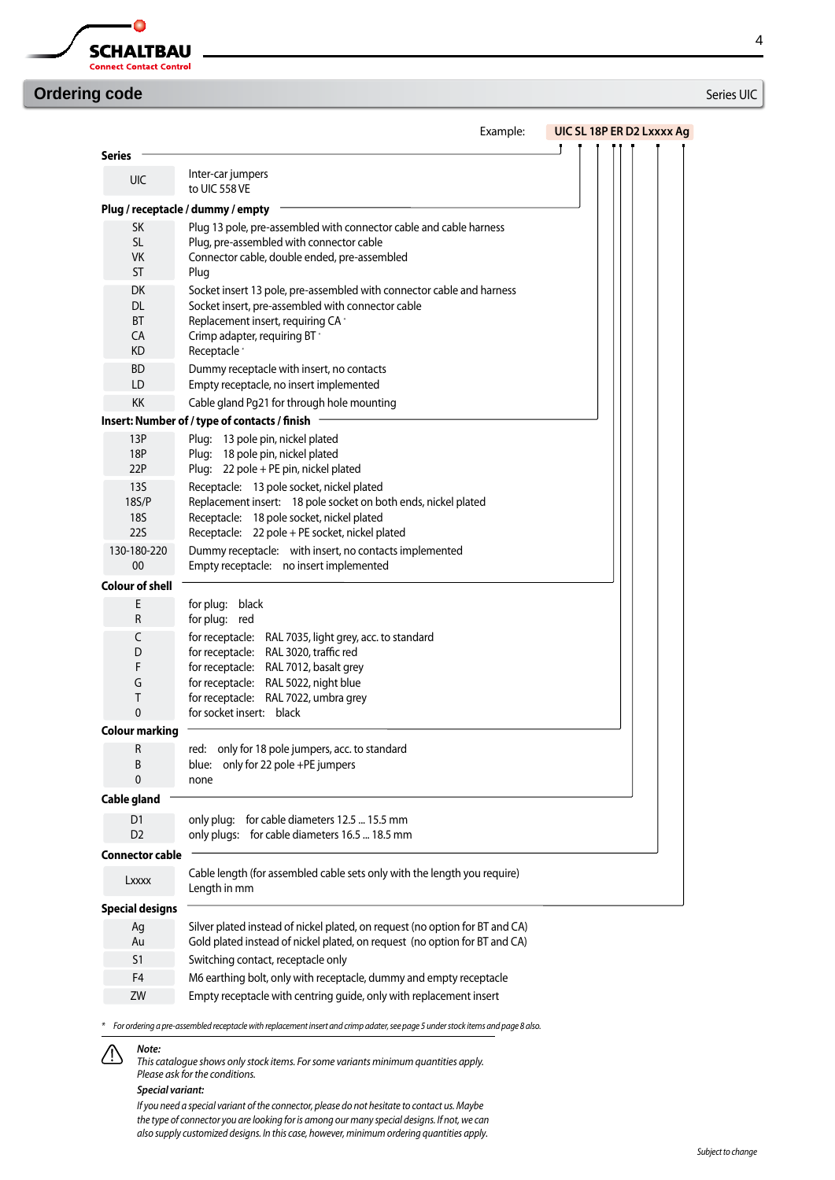## Ordering code

Series UIC

Example: **UIC SL 18P ER D2 Lxxxx Ag**

**Series**

| Code | Description |
|---|---|
| UIC | Inter-car jumpers to UIC 558 VE |

**Plug / receptacle / dummy / empty**

| Code | Description |
|---|---|
| SK | Plug 13 pole, pre-assembled with connector cable and cable harness |
| SL | Plug, pre-assembled with connector cable |
| VK | Connector cable, double ended, pre-assembled |
| ST | Plug |
| DK | Socket insert 13 pole, pre-assembled with connector cable and harness |
| DL | Socket insert, pre-assembled with connector cable |
| BT | Replacement insert, requiring CA * |
| CA | Crimp adapter, requiring BT * |
| KD | Receptacle * |
| BD | Dummy receptacle with insert, no contacts |
| LD | Empty receptacle, no insert implemented |
| KK | Cable gland Pg21 for through hole mounting |

**Insert: Number of / type of contacts / finish**

| Code | Description |
|---|---|
| 13P | Plug: 13 pole pin, nickel plated |
| 18P | Plug: 18 pole pin, nickel plated |
| 22P | Plug: 22 pole + PE pin, nickel plated |
| 13S | Receptacle: 13 pole socket, nickel plated |
| 18S/P | Replacement insert: 18 pole socket on both ends, nickel plated |
| 18S | Receptacle: 18 pole socket, nickel plated |
| 22S | Receptacle: 22 pole + PE socket, nickel plated |
| 130-180-220 | Dummy receptacle: with insert, no contacts implemented |
| 00 | Empty receptacle: no insert implemented |

**Colour of shell**

| Code | Description |
|---|---|
| E | for plug: black |
| R | for plug: red |
| C | for receptacle: RAL 7035, light grey, acc. to standard |
| D | for receptacle: RAL 3020, traffic red |
| F | for receptacle: RAL 7012, basalt grey |
| G | for receptacle: RAL 5022, night blue |
| T | for receptacle: RAL 7022, umbra grey |
| 0 | for socket insert: black |

**Colour marking**

| Code | Description |
|---|---|
| R | red: only for 18 pole jumpers, acc. to standard |
| B | blue: only for 22 pole +PE jumpers |
| 0 | none |

**Cable gland**

| Code | Description |
|---|---|
| D1 | only plug: for cable diameters 12.5 ... 15.5 mm |
| D2 | only plugs: for cable diameters 16.5 ... 18.5 mm |

**Connector cable**

| Code | Description |
|---|---|
| Lxxxx | Cable length (for assembled cable sets only with the length you require) Length in mm |

**Special designs**

| Code | Description |
|---|---|
| Ag | Silver plated instead of nickel plated, on request (no option for BT and CA) |
| Au | Gold plated instead of nickel plated, on request (no option for BT and CA) |
| S1 | Switching contact, receptacle only |
| F4 | M6 earthing bolt, only with receptacle, dummy and empty receptacle |
| ZW | Empty receptacle with centring guide, only with replacement insert |

*\* For ordering a pre-assembled receptacle with replacement insert and crimp adater, see page 5 under stock items and page 8 also.*

***Note:***
*This catalogue shows only stock items. For some variants minimum quantities apply. Please ask for the conditions.*

***Special variant:***
*If you need a special variant of the connector, please do not hesitate to contact us. Maybe the type of connector you are looking for is among our many special designs. If not, we can also supply customized designs. In this case, however, minimum ordering quantities apply.*

*Subject to change*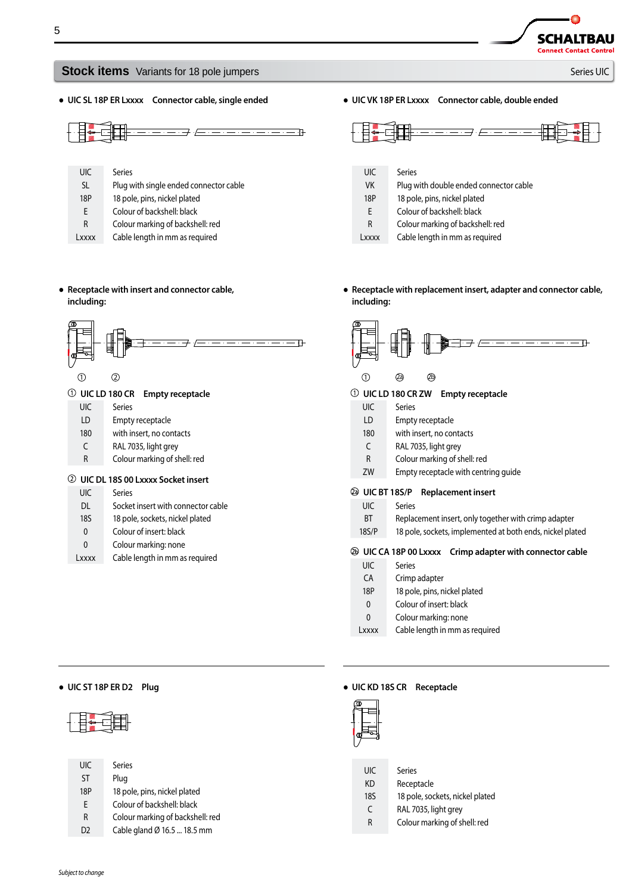## Stock items Variants for 18 pole jumpers

Series UIC

- **UIC SL 18P ER Lxxxx Connector cable, single ended**

| | |
|---|---|
| UIC | Series |
| SL | Plug with single ended connector cable |
| 18P | 18 pole, pins, nickel plated |
| E | Colour of backshell: black |
| R | Colour marking of backshell: red |
| Lxxxx | Cable length in mm as required |

- **UIC VK 18P ER Lxxxx Connector cable, double ended**

| | |
|---|---|
| UIC | Series |
| VK | Plug with double ended connector cable |
| 18P | 18 pole, pins, nickel plated |
| E | Colour of backshell: black |
| R | Colour marking of backshell: red |
| Lxxxx | Cable length in mm as required |

- **Receptacle with insert and connector cable, including:**

① ②

① **UIC LD 180 CR Empty receptacle**

| | |
|---|---|
| UIC | Series |
| LD | Empty receptacle |
| 180 | with insert, no contacts |
| C | RAL 7035, light grey |
| R | Colour marking of shell: red |

② **UIC DL 18S 00 Lxxxx Socket insert**

| | |
|---|---|
| UIC | Series |
| DL | Socket insert with connector cable |
| 18S | 18 pole, sockets, nickel plated |
| 0 | Colour of insert: black |
| 0 | Colour marking: none |
| Lxxxx | Cable length in mm as required |

- **Receptacle with replacement insert, adapter and connector cable, including:**

① ②a ②b

① **UIC LD 180 CR ZW Empty receptacle**

| | |
|---|---|
| UIC | Series |
| LD | Empty receptacle |
| 180 | with insert, no contacts |
| C | RAL 7035, light grey |
| R | Colour marking of shell: red |
| ZW | Empty receptacle with centring guide |

②a **UIC BT 18S/P Replacement insert**

| | |
|---|---|
| UIC | Series |
| BT | Replacement insert, only together with crimp adapter |
| 18S/P | 18 pole, sockets, implemented at both ends, nickel plated |

②b **UIC CA 18P 00 Lxxxx Crimp adapter with connector cable**

| | |
|---|---|
| UIC | Series |
| CA | Crimp adapter |
| 18P | 18 pole, pins, nickel plated |
| 0 | Colour of insert: black |
| 0 | Colour marking: none |
| Lxxxx | Cable length in mm as required |

- **UIC ST 18P ER D2 Plug**

| | |
|---|---|
| UIC | Series |
| ST | Plug |
| 18P | 18 pole, pins, nickel plated |
| E | Colour of backshell: black |
| R | Colour marking of backshell: red |
| D2 | Cable gland Ø 16.5 ... 18.5 mm |

- **UIC KD 18S CR Receptacle**

| | |
|---|---|
| UIC | Series |
| KD | Receptacle |
| 18S | 18 pole, sockets, nickel plated |
| C | RAL 7035, light grey |
| R | Colour marking of shell: red |

*Subject to change*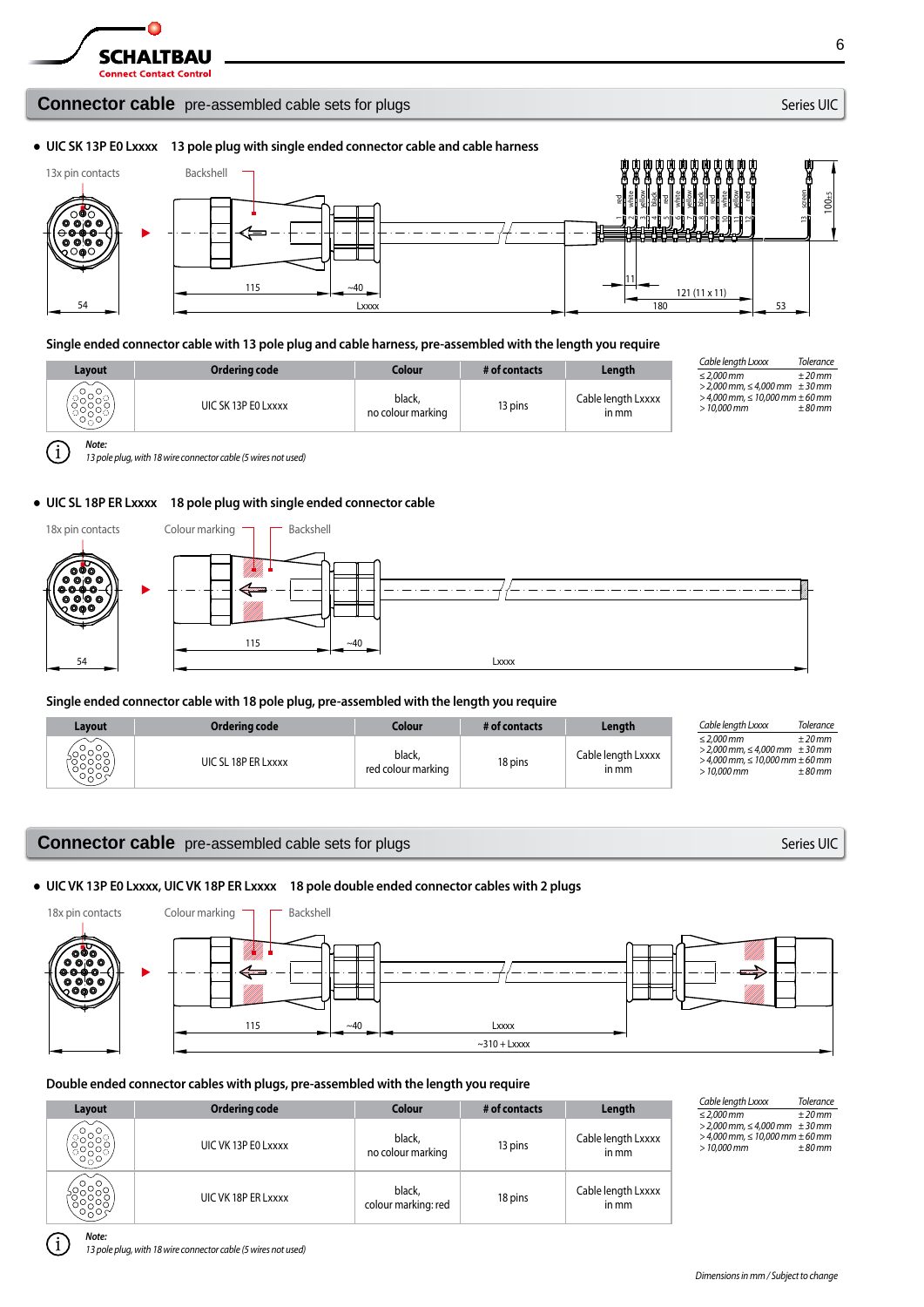## Connector cable pre-assembled cable sets for plugs — Series UIC

- **UIC SK 13P E0 Lxxxx** 13 pole plug with single ended connector cable and cable harness

13x pin contacts | Backshell

Dimensions: 54 | 115 | ~40 | Lxxxx | 11 | 121 (11 x 11) | 180 | 53 | 100±5

Wire colours: 1 red, 2 white, 3 yellow, 4 black, 5 red, 6 white, 7 yellow, 8 black, 9 red, 10 white, 11 yellow, 12 red, 13 screen

### Single ended connector cable with 13 pole plug and cable harness, pre-assembled with the length you require

| Layout | Ordering code | Colour | # of contacts | Length |
|---|---|---|---|---|
| | UIC SK 13P E0 Lxxxx | black, no colour marking | 13 pins | Cable length Lxxxx in mm |

| Cable length Lxxxx | Tolerance |
|---|---|
| ≤ 2,000 mm | ± 20 mm |
| > 2,000 mm, ≤ 4,000 mm | ± 30 mm |
| > 4,000 mm, ≤ 10,000 mm | ± 60 mm |
| > 10,000 mm | ± 80 mm |

*Note:*
*13 pole plug, with 18 wire connector cable (5 wires not used)*

- **UIC SL 18P ER Lxxxx** 18 pole plug with single ended connector cable

18x pin contacts | Colour marking | Backshell

Dimensions: 54 | 115 | ~40 | Lxxxx

### Single ended connector cable with 18 pole plug, pre-assembled with the length you require

| Layout | Ordering code | Colour | # of contacts | Length |
|---|---|---|---|---|
| | UIC SL 18P ER Lxxxx | black, red colour marking | 18 pins | Cable length Lxxxx in mm |

| Cable length Lxxxx | Tolerance |
|---|---|
| ≤ 2,000 mm | ± 20 mm |
| > 2,000 mm, ≤ 4,000 mm | ± 30 mm |
| > 4,000 mm, ≤ 10,000 mm | ± 60 mm |
| > 10,000 mm | ± 80 mm |

## Connector cable pre-assembled cable sets for plugs — Series UIC

- **UIC VK 13P E0 Lxxxx, UIC VK 18P ER Lxxxx** 18 pole double ended connector cables with 2 plugs

18x pin contacts | Colour marking | Backshell

Dimensions: 115 | ~40 | Lxxxx | ~310 + Lxxxx

### Double ended connector cables with plugs, pre-assembled with the length you require

| Layout | Ordering code | Colour | # of contacts | Length |
|---|---|---|---|---|
| | UIC VK 13P E0 Lxxxx | black, no colour marking | 13 pins | Cable length Lxxxx in mm |
| | UIC VK 18P ER Lxxxx | black, colour marking: red | 18 pins | Cable length Lxxxx in mm |

| Cable length Lxxxx | Tolerance |
|---|---|
| ≤ 2,000 mm | ± 20 mm |
| > 2,000 mm, ≤ 4,000 mm | ± 30 mm |
| > 4,000 mm, ≤ 10,000 mm | ± 60 mm |
| > 10,000 mm | ± 80 mm |

*Note:*
*13 pole plug, with 18 wire connector cable (5 wires not used)*

*Dimensions in mm / Subject to change*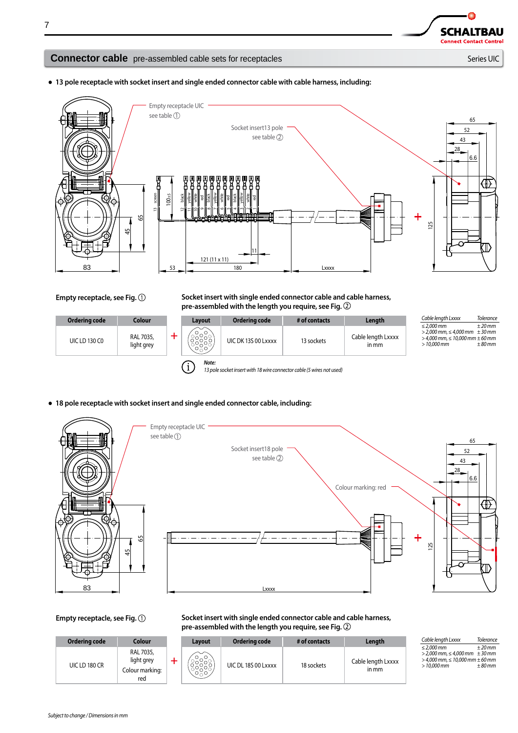## Connector cable pre-assembled cable sets for receptacles

Series UIC

- **13 pole receptacle with socket insert and single ended connector cable with cable harness, including:**

Empty receptacle UIC see table ①

Socket insert13 pole see table ②

**Empty receptacle, see Fig. ①**

| Ordering code | Colour |
|---|---|
| UIC LD 130 C0 | RAL 7035, light grey |

\+

**Socket insert with single ended connector cable and cable harness, pre-assembled with the length you require, see Fig. ②**

| Layout | Ordering code | # of contacts | Length |
|---|---|---|---|
| | UIC DK 13S 00 Lxxxx | 13 sockets | Cable length Lxxxx in mm |

| *Cable length Lxxxx* | *Tolerance* |
|---|---|
| *≤ 2,000 mm* | *± 20 mm* |
| *> 2,000 mm, ≤ 4,000 mm* | *± 30 mm* |
| *> 4,000 mm, ≤ 10,000 mm* | *± 60 mm* |
| *> 10,000 mm* | *± 80 mm* |

***Note:***
*13 pole socket insert with 18 wire connector cable (5 wires not used)*

- **18 pole receptacle with socket insert and single ended connector cable, including:**

Empty receptacle UIC see table ①

Socket insert18 pole see table ②

Colour marking: red

**Empty receptacle, see Fig. ①**

| Ordering code | Colour |
|---|---|
| UIC LD 180 CR | RAL 7035, light grey Colour marking: red |

\+

**Socket insert with single ended connector cable and cable harness, pre-assembled with the length you require, see Fig. ②**

| Layout | Ordering code | # of contacts | Length |
|---|---|---|---|
| | UIC DL 18S 00 Lxxxx | 18 sockets | Cable length Lxxxx in mm |

| *Cable length Lxxxx* | *Tolerance* |
|---|---|
| *≤ 2,000 mm* | *± 20 mm* |
| *> 2,000 mm, ≤ 4,000 mm* | *± 30 mm* |
| *> 4,000 mm, ≤ 10,000 mm* | *± 60 mm* |
| *> 10,000 mm* | *± 80 mm* |

*Subject to change / Dimensions in mm*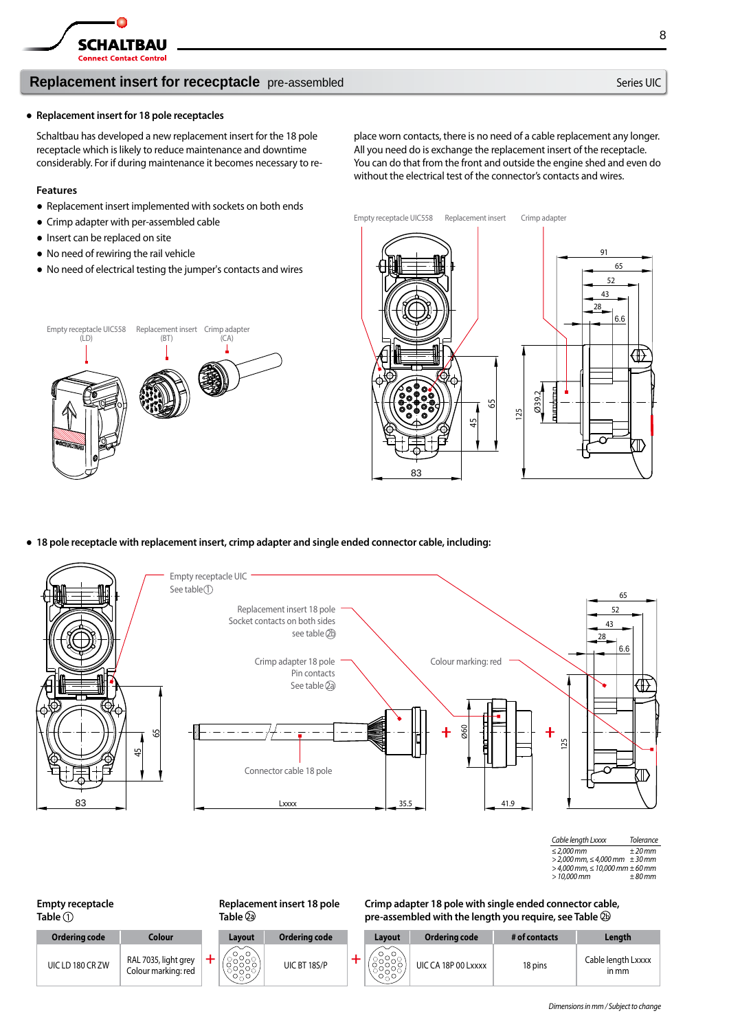## Replacement insert for receptacle pre-assembled

Series UIC

- **Replacement insert for 18 pole receptacles**

Schaltbau has developed a new replacement insert for the 18 pole receptacle which is likely to reduce maintenance and downtime considerably. For if during maintenance it becomes necessary to replace worn contacts, there is no need of a cable replacement any longer. All you need do is exchange the replacement insert of the receptacle. You can do that from the front and outside the engine shed and even do without the electrical test of the connector's contacts and wires.

### Features

- Replacement insert implemented with sockets on both ends
- Crimp adapter with per-assembled cable
- Insert can be replaced on site
- No need of rewiring the rail vehicle
- No need of electrical testing the jumper's contacts and wires

Empty receptacle UIC558 (LD) · Replacement insert (BT) · Crimp adapter (CA)

Empty receptacle UIC558 · Replacement insert · Crimp adapter

- **18 pole receptacle with replacement insert, crimp adapter and single ended connector cable, including:**

Empty receptacle UIC – See table ①

Replacement insert 18 pole – Socket contacts on both sides – see table ②b

Crimp adapter 18 pole – Pin contacts – See table ②a

Colour marking: red

Connector cable 18 pole

| Cable length Lxxxx | Tolerance |
|---|---|
| ≤ 2,000 mm | ± 20 mm |
| > 2,000 mm, ≤ 4,000 mm | ± 30 mm |
| > 4,000 mm, ≤ 10,000 mm | ± 60 mm |
| > 10,000 mm | ± 80 mm |

**Empty receptacle**
**Table ①**

| Ordering code | Colour |
|---|---|
| UIC LD 180 CR ZW | RAL 7035, light grey<br>Colour marking: red |

\+

**Replacement insert 18 pole**
**Table ②a**

| Layout | Ordering code |
|---|---|
| | UIC BT 18S/P |

\+

**Crimp adapter 18 pole with single ended connector cable, pre-assembled with the length you require, see Table ②b**

| Layout | Ordering code | # of contacts | Length |
|---|---|---|---|
| | UIC CA 18P 00 Lxxxx | 18 pins | Cable length Lxxxx in mm |

*Dimensions in mm / Subject to change*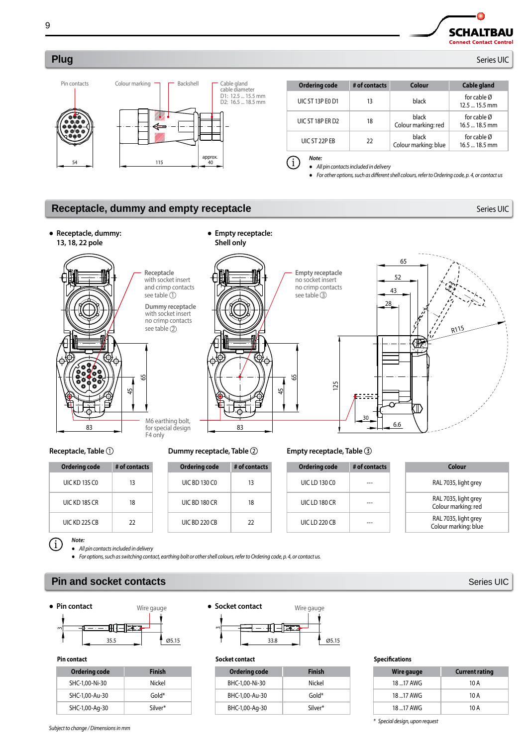## Plug

Series UIC

Pin contacts | Colour marking | Backshell | Cable gland cable diameter D1: 12.5 ... 15.5 mm D2: 16.5 ... 18.5 mm

54 | 115 | approx. 40

| Ordering code | # of contacts | Colour | Cable gland |
|---|---|---|---|
| UIC ST 13P E0 D1 | 13 | black | for cable Ø 12.5 ... 15.5 mm |
| UIC ST 18P ER D2 | 18 | black Colour marking: red | for cable Ø 16.5 ... 18.5 mm |
| UIC ST 22P EB | 22 | black Colour marking: blue | for cable Ø 16.5 ... 18.5 mm |

*Note:*

- *All pin contacts included in delivery*
- *For other options, such as different shell colours, refer to Ordering code, p. 4, or contact us*

## Receptacle, dummy and empty receptacle

Series UIC

- **Receptacle, dummy: 13, 18, 22 pole**

Receptacle with socket insert and crimp contacts see table ①

Dummy receptacle with socket insert no crimp contacts see table ②

M6 earthing bolt, for special design F4 only

83 | 45 | 65

- **Empty receptacle: Shell only**

Empty receptacle no socket insert no crimp contacts see table ③

83 | 45 | 65 | 125 | 65 | 52 | 43 | 28 | R115 | 30 | 6.6

**Receptacle, Table ①**

| Ordering code | # of contacts |
|---|---|
| UIC KD 13S C0 | 13 |
| UIC KD 18S CR | 18 |
| UIC KD 22S CB | 22 |

**Dummy receptacle, Table ②**

| Ordering code | # of contacts |
|---|---|
| UIC BD 130 C0 | 13 |
| UIC BD 180 CR | 18 |
| UIC BD 220 CB | 22 |

**Empty receptacle, Table ③**

| Ordering code | # of contacts |
|---|---|
| UIC LD 130 C0 | --- |
| UIC LD 180 CR | --- |
| UIC LD 220 CB | --- |

| Colour |
|---|
| RAL 7035, light grey |
| RAL 7035, light grey Colour marking: red |
| RAL 7035, light grey Colour marking: blue |

*Note:*

- *All pin contacts included in delivery*
- *For options, such as switching contact, earthing bolt or other shell colours, refer to Ordering code, p. 4, or contact us.*

## Pin and socket contacts

Series UIC

- **Pin contact**

Wire gauge | 3 | 35.5 | Ø5.15

- **Socket contact**

Wire gauge | 3 | 33.8 | Ø5.15

**Pin contact**

| Ordering code | Finish |
|---|---|
| SHC-1,00-Ni-30 | Nickel |
| SHC-1,00-Au-30 | Gold* |
| SHC-1,00-Ag-30 | Silver* |

**Socket contact**

| Ordering code | Finish |
|---|---|
| BHC-1,00-Ni-30 | Nickel |
| BHC-1,00-Au-30 | Gold* |
| BHC-1,00-Ag-30 | Silver* |

**Specifications**

| Wire gauge | Current rating |
|---|---|
| 18 ...17 AWG | 10 A |
| 18 ...17 AWG | 10 A |
| 18 ...17 AWG | 10 A |

*\* Special design, upon request*

*Subject to change / Dimensions in mm*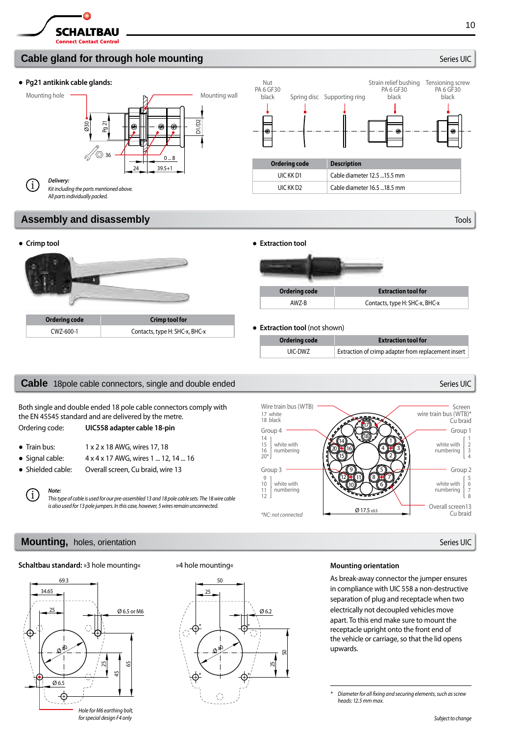## Cable gland for through hole mounting

Series UIC

- **Pg21 antikink cable glands:**

Mounting hole · Mounting wall · Ø30 · Pg 21 · D1/D2 · 36 · 0 ... 8 · 24 · 39.5+1

Nut PA 6 GF30 black · Spring disc · Supporting ring · Strain relief bushing PA 6 GF30 black · Tensioning screw PA 6 GF30 black

| Ordering code | Description |
|---|---|
| UIC KK D1 | Cable diameter 12.5 ...15.5 mm |
| UIC KK D2 | Cable diameter 16.5 ...18.5 mm |

*Delivery:*
*Kit including the parts mentioned above.*
*All parts individually packed.*

## Assembly and disassembly

Tools

- **Crimp tool**

| Ordering code | Crimp tool for |
|---|---|
| CWZ-600-1 | Contacts, type H: SHC-x, BHC-x |

- **Extraction tool**

| Ordering code | Extraction tool for |
|---|---|
| AWZ-B | Contacts, type H: SHC-x, BHC-x |

- **Extraction tool** (not shown)

| Ordering code | Extraction tool for |
|---|---|
| UIC-DWZ | Extraction of crimp adapter from replacement insert |

## Cable 18pole cable connectors, single and double ended

Series UIC

Both single and double ended 18 pole cable connectors comply with the EN 45545 standard and are delivered by the metre.

Ordering code: **UIC558 adapter cable 18-pin**

- Train bus: 1 x 2 x 18 AWG, wires 17, 18
- Signal cable: 4 x 4 x 17 AWG, wires 1 ... 12, 14 ... 16
- Shielded cable: Overall screen, Cu braid, wire 13

*Note:*
*This type of cable is used for our pre-assembled 13 and 18 pole cable sets. The 18 wire cable is also used for 13 pole jumpers. In this case, however, 5 wires remain unconnected.*

Wire train bus (WTB): 17 white, 18 black
Screen wire train bus (WTB)*: Cu braid
Group 4: 14, 15, 16, 20* – white with numbering
Group 1: 1, 2, 3, 4 – white with numbering
Group 3: 9, 10, 11, 12 – white with numbering
Group 2: 5, 6, 7, 8 – white with numbering
Overall screen 13: Cu braid
Ø 17.5 ±0.5

*NC: not connected*

## Mounting, holes, orientation

Series UIC

**Schaltbau standard:** »3 hole mounting«

69.3 · 34.65 · 25 · Ø 6.5 or M6 · Ø 40 · 25 · 45 · 65 · Ø 6.5

*Hole for M6 earthing bolt, for special design F4 only*

»4 hole mounting«

50 · 25 · Ø 6.2 · Ø 40 · 25 · 50

**Mounting orientation**

As break-away connector the jumper ensures in compliance with UIC 558 a non-destructive separation of plug and receptacle when two electrically not decoupled vehicles move apart. To this end make sure to mount the receptacle upright onto the front end of the vehicle or carriage, so that the lid opens upwards.

\* *Diameter for all fixing and securing elements, such as screw heads: 12.5 mm max.*

*Subject to change*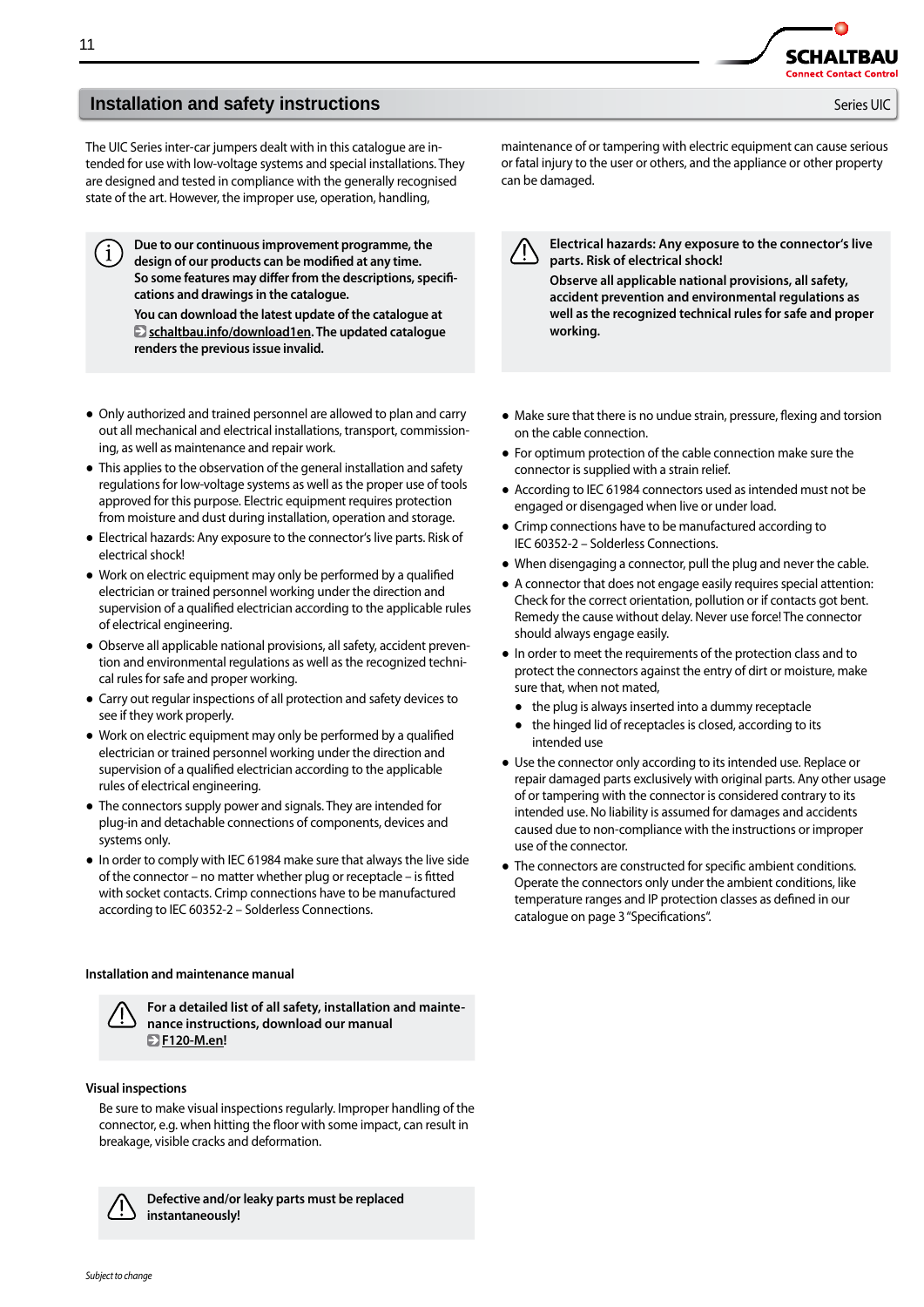## Installation and safety instructions

The UIC Series inter-car jumpers dealt with in this catalogue are intended for use with low-voltage systems and special installations. They are designed and tested in compliance with the generally recognised state of the art. However, the improper use, operation, handling, maintenance of or tampering with electric equipment can cause serious or fatal injury to the user or others, and the appliance or other property can be damaged.

> **Due to our continuous improvement programme, the design of our products can be modified at any time. So some features may differ from the descriptions, specifications and drawings in the catalogue.**
>
> **You can download the latest update of the catalogue at schaltbau.info/download1en. The updated catalogue renders the previous issue invalid.**

> **Electrical hazards: Any exposure to the connector's live parts. Risk of electrical shock!**
>
> **Observe all applicable national provisions, all safety, accident prevention and environmental regulations as well as the recognized technical rules for safe and proper working.**

- Only authorized and trained personnel are allowed to plan and carry out all mechanical and electrical installations, transport, commissioning, as well as maintenance and repair work.
- This applies to the observation of the general installation and safety regulations for low-voltage systems as well as the proper use of tools approved for this purpose. Electric equipment requires protection from moisture and dust during installation, operation and storage.
- Electrical hazards: Any exposure to the connector's live parts. Risk of electrical shock!
- Work on electric equipment may only be performed by a qualified electrician or trained personnel working under the direction and supervision of a qualified electrician according to the applicable rules of electrical engineering.
- Observe all applicable national provisions, all safety, accident prevention and environmental regulations as well as the recognized technical rules for safe and proper working.
- Carry out regular inspections of all protection and safety devices to see if they work properly.
- Work on electric equipment may only be performed by a qualified electrician or trained personnel working under the direction and supervision of a qualified electrician according to the applicable rules of electrical engineering.
- The connectors supply power and signals. They are intended for plug-in and detachable connections of components, devices and systems only.
- In order to comply with IEC 61984 make sure that always the live side of the connector – no matter whether plug or receptacle – is fitted with socket contacts. Crimp connections have to be manufactured according to IEC 60352-2 – Solderless Connections.
- Make sure that there is no undue strain, pressure, flexing and torsion on the cable connection.
- For optimum protection of the cable connection make sure the connector is supplied with a strain relief.
- According to IEC 61984 connectors used as intended must not be engaged or disengaged when live or under load.
- Crimp connections have to be manufactured according to IEC 60352-2 – Solderless Connections.
- When disengaging a connector, pull the plug and never the cable.
- A connector that does not engage easily requires special attention: Check for the correct orientation, pollution or if contacts got bent. Remedy the cause without delay. Never use force! The connector should always engage easily.
- In order to meet the requirements of the protection class and to protect the connectors against the entry of dirt or moisture, make sure that, when not mated,
  - the plug is always inserted into a dummy receptacle
  - the hinged lid of receptacles is closed, according to its intended use
- Use the connector only according to its intended use. Replace or repair damaged parts exclusively with original parts. Any other usage of or tampering with the connector is considered contrary to its intended use. No liability is assumed for damages and accidents caused due to non-compliance with the instructions or improper use of the connector.
- The connectors are constructed for specific ambient conditions. Operate the connectors only under the ambient conditions, like temperature ranges and IP protection classes as defined in our catalogue on page 3 "Specifications".

### Installation and maintenance manual

> **For a detailed list of all safety, installation and maintenance instructions, download our manual F120-M.en!**

### Visual inspections

Be sure to make visual inspections regularly. Improper handling of the connector, e.g. when hitting the floor with some impact, can result in breakage, visible cracks and deformation.

> **Defective and/or leaky parts must be replaced instantaneously!**

*Subject to change*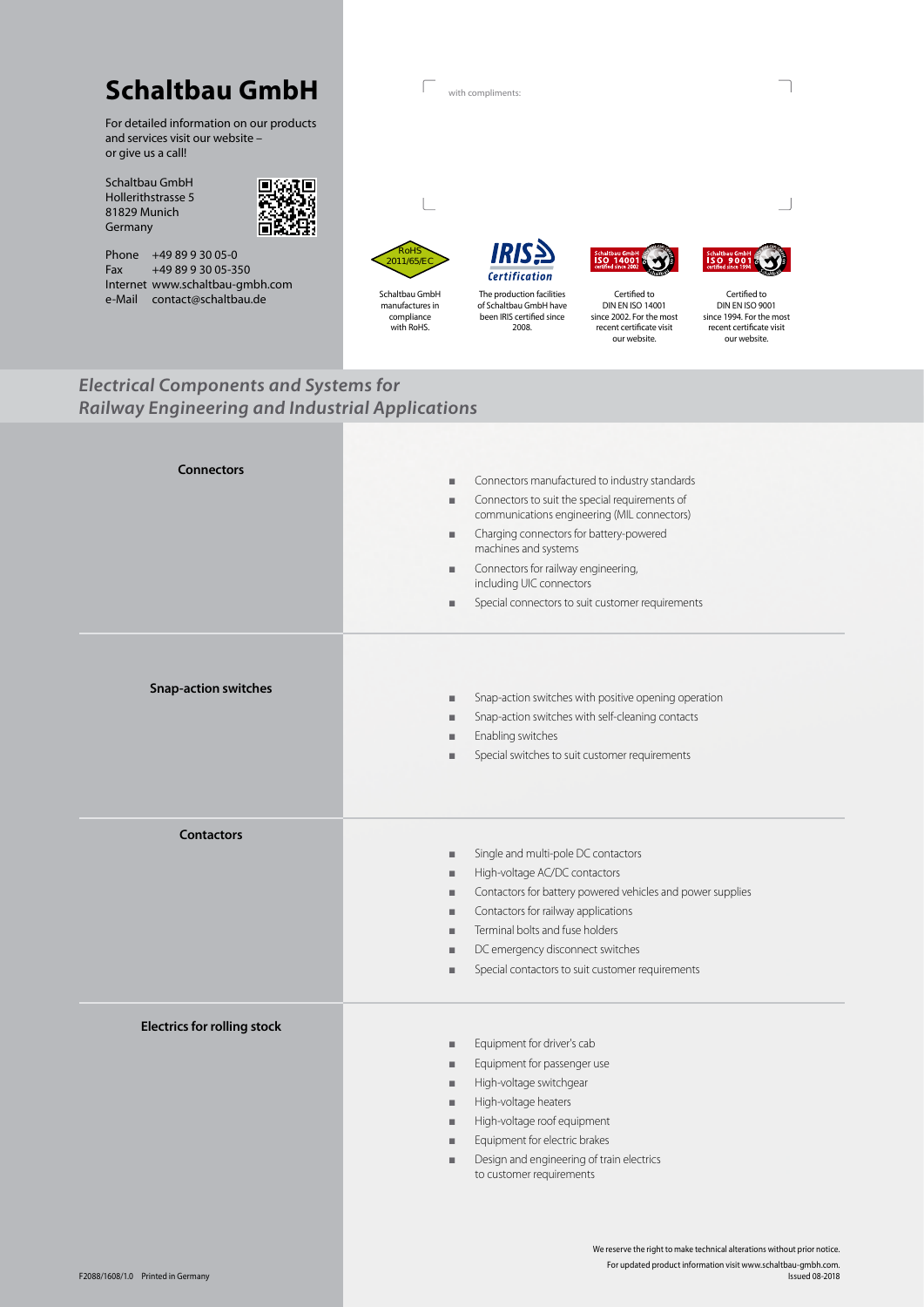# Schaltbau GmbH

For detailed information on our products and services visit our website – or give us a call!

Schaltbau GmbH
Hollerithstrasse 5
81829 Munich
Germany

Phone +49 89 9 30 05-0
Fax +49 89 9 30 05-350
Internet www.schaltbau-gmbh.com
e-Mail contact@schaltbau.de

with compliments:

RoHS 2011/65/EC

Schaltbau GmbH manufactures in compliance with RoHS.

IRIS Certification

The production facilities of Schaltbau GmbH have been IRIS certified since 2008.

Schaltbau GmbH ISO 14001 certified since 2002

Certified to DIN EN ISO 14001 since 2002. For the most recent certificate visit our website.

Schaltbau GmbH ISO 9001 certified since 1994

Certified to DIN EN ISO 9001 since 1994. For the most recent certificate visit our website.

## *Electrical Components and Systems for Railway Engineering and Industrial Applications*

### Connectors

- Connectors manufactured to industry standards
- Connectors to suit the special requirements of communications engineering (MIL connectors)
- Charging connectors for battery-powered machines and systems
- Connectors for railway engineering, including UIC connectors
- Special connectors to suit customer requirements

### Snap-action switches

- Snap-action switches with positive opening operation
- Snap-action switches with self-cleaning contacts
- Enabling switches
- Special switches to suit customer requirements

### Contactors

- Single and multi-pole DC contactors
- High-voltage AC/DC contactors
- Contactors for battery powered vehicles and power supplies
- Contactors for railway applications
- Terminal bolts and fuse holders
- DC emergency disconnect switches
- Special contactors to suit customer requirements

### Electrics for rolling stock

- Equipment for driver's cab
- Equipment for passenger use
- High-voltage switchgear
- High-voltage heaters
- High-voltage roof equipment
- Equipment for electric brakes
- Design and engineering of train electrics to customer requirements

We reserve the right to make technical alterations without prior notice.
For updated product information visit www.schaltbau-gmbh.com.
Issued 08-2018

F2088/1608/1.0 Printed in Germany